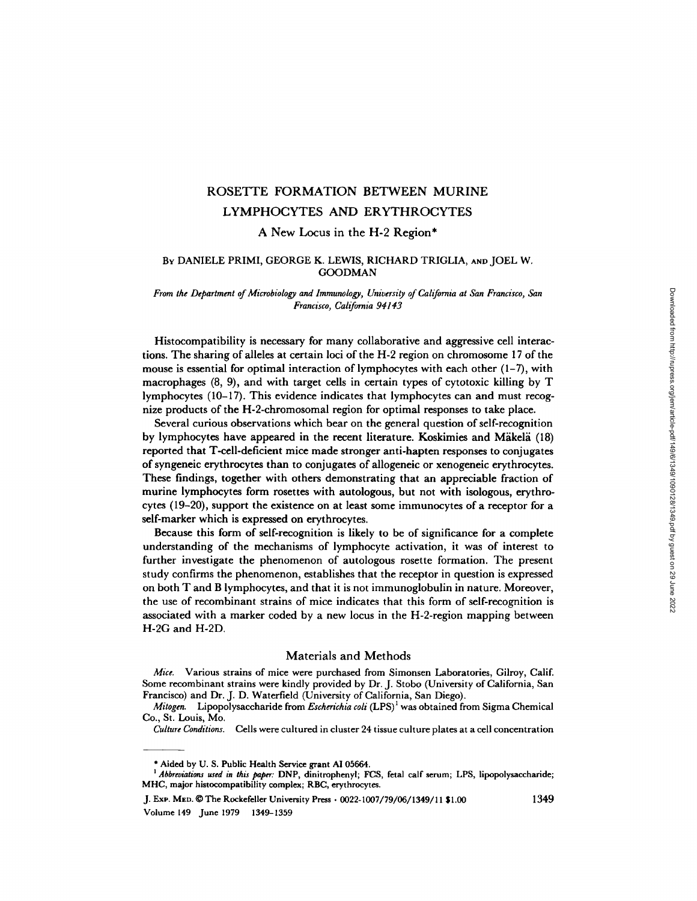# ROSETTE FORMATION BETWEEN MURINE LYMPHOCYTES AND ERYTHROCYTES

## A New Locus in the H-2 Region*

By DANIELE PRIMI, GEORGE K. LEWIS, RICHARD TRIGLIA, AND JOEL W. GOODMAN

*From the Department of Microbiology and Immunology, University of California at San Francisco, San Francisco, California 94143*

Histocompatibility is necessary for many collaborative and aggressive cell interactions. The sharing of alleles at certain loci of the H-2 region on chromosome 17 of the mouse is essential for optimal interaction of lymphocytes with each other (1–7), with macrophages (8, 9), and with target cells in certain types of cytotoxic killing by T lymphocytes (10–17). This evidence indicates that lymphocytes can and must recognize products of the H-2-chromosomal region for optimal responses to take place.

Several curious observations which bear on the general question of self-recognition by lymphocytes have appeared in the recent literature. Koskimies and Mäkelä (18) reported that T-cell-deficient mice made stronger anti-hapten responses to conjugates of syngeneic erythrocytes than to conjugates of allogeneic or xenogeneic erythrocytes. These findings, together with others demonstrating that an appreciable fraction of murine lymphocytes form rosettes with autologous, but not with isologous, erythrocytes (19–20), support the existence on at least some immunocytes of a receptor for a self-marker which is expressed on erythrocytes.

Because this form of self-recognition is likely to be of significance for a complete understanding of the mechanisms of lymphocyte activation, it was of interest to further investigate the phenomenon of autologous rosette formation. The present study confirms the phenomenon, establishes that the receptor in question is expressed on both T and B lymphocytes, and that it is not immunoglobulin in nature. Moreover, the use of recombinant strains of mice indicates that this form of self-recognition is associated with a marker coded by a new locus in the H-2-region mapping between H-2G and H-2D.

## Materials and Methods

*Mice.* Various strains of mice were purchased from Simonsen Laboratories, Gilroy, Calif. Some recombinant strains were kindly provided by Dr. J. Stobo (University of California, San Francisco) and Dr. J. D. Waterfield (University of California, San Diego).

*Mitogen.* Lipopolysaccharide from *Escherichia coli* (LPS)[1] was obtained from Sigma Chemical Co., St. Louis, Mo.

*Culture Conditions.* Cells were cultured in cluster 24 tissue culture plates at a cell concentration

---

\* Aided by U. S. Public Health Service grant AI 05664.

[1] *Abbreviations used in this paper:* DNP, dinitrophenyl; FCS, fetal calf serum; LPS, lipopolysaccharide; MHC, major histocompatibility complex; RBC, erythrocytes.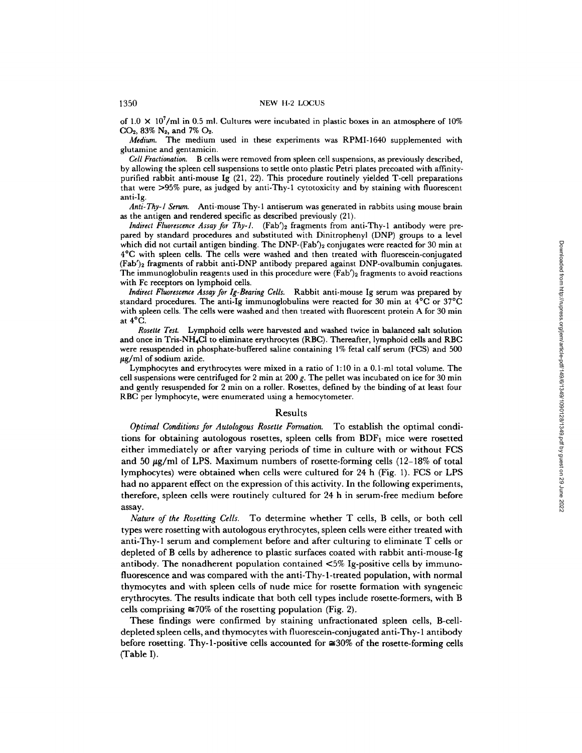of $1.0 \times 10^7$/ml in 0.5 ml. Cultures were incubated in plastic boxes in an atmosphere of 10% $CO_2$, 83% $N_2$, and 7% $O_2$.

*Medium.* The medium used in these experiments was RPMI-1640 supplemented with glutamine and gentamicin.

*Cell Fractionation.* B cells were removed from spleen cell suspensions, as previously described, by allowing the spleen cell suspensions to settle onto plastic Petri plates precoated with affinity-purified rabbit anti-mouse Ig (21, 22). This procedure routinely yielded T-cell preparations that were >95% pure, as judged by anti-Thy-1 cytotoxicity and by staining with fluorescent anti-Ig.

*Anti-Thy-1 Serum.* Anti-mouse Thy-1 antiserum was generated in rabbits using mouse brain as the antigen and rendered specific as described previously (21).

*Indirect Fluorescence Assay for Thy-1.* $(Fab')_2$ fragments from anti-Thy-1 antibody were prepared by standard procedures and substituted with Dinitrophenyl (DNP) groups to a level which did not curtail antigen binding. The DNP-$(Fab')_2$ conjugates were reacted for 30 min at 4°C with spleen cells. The cells were washed and then treated with fluorescein-conjugated $(Fab')_2$ fragments of rabbit anti-DNP antibody prepared against DNP-ovalbumin conjugates. The immunoglobulin reagents used in this procedure were $(Fab')_2$ fragments to avoid reactions with Fc receptors on lymphoid cells.

*Indirect Fluorescence Assay for Ig-Bearing Cells.* Rabbit anti-mouse Ig serum was prepared by standard procedures. The anti-Ig immunoglobulins were reacted for 30 min at 4°C or 37°C with spleen cells. The cells were washed and then treated with fluorescent protein A for 30 min at 4°C.

*Rosette Test.* Lymphoid cells were harvested and washed twice in balanced salt solution and once in Tris-$NH_4Cl$ to eliminate erythrocytes (RBC). Thereafter, lymphoid cells and RBC were resuspended in phosphate-buffered saline containing 1% fetal calf serum (FCS) and 500 $\mu$g/ml of sodium azide.

Lymphocytes and erythrocytes were mixed in a ratio of 1:10 in a 0.1-ml total volume. The cell suspensions were centrifuged for 2 min at 200 *g*. The pellet was incubated on ice for 30 min and gently resuspended for 2 min on a roller. Rosettes, defined by the binding of at least four RBC per lymphocyte, were enumerated using a hemocytometer.

## Results

*Optimal Conditions for Autologous Rosette Formation.* To establish the optimal conditions for obtaining autologous rosettes, spleen cells from $BDF_1$ mice were rosetted either immediately or after varying periods of time in culture with or without FCS and 50 $\mu$g/ml of LPS. Maximum numbers of rosette-forming cells (12–18% of total lymphocytes) were obtained when cells were cultured for 24 h (Fig. 1). FCS or LPS had no apparent effect on the expression of this activity. In the following experiments, therefore, spleen cells were routinely cultured for 24 h in serum-free medium before assay.

*Nature of the Rosetting Cells.* To determine whether T cells, B cells, or both cell types were rosetting with autologous erythrocytes, spleen cells were either treated with anti-Thy-1 serum and complement before and after culturing to eliminate T cells or depleted of B cells by adherence to plastic surfaces coated with rabbit anti-mouse-Ig antibody. The nonadherent population contained <5% Ig-positive cells by immunofluorescence and was compared with the anti-Thy-1-treated population, with normal thymocytes and with spleen cells of nude mice for rosette formation with syngeneic erythrocytes. The results indicate that both cell types include rosette-formers, with B cells comprising ≅70% of the rosetting population (Fig. 2).

These findings were confirmed by staining unfractionated spleen cells, B-cell-depleted spleen cells, and thymocytes with fluorescein-conjugated anti-Thy-1 antibody before rosetting. Thy-1-positive cells accounted for ≅30% of the rosette-forming cells (Table I).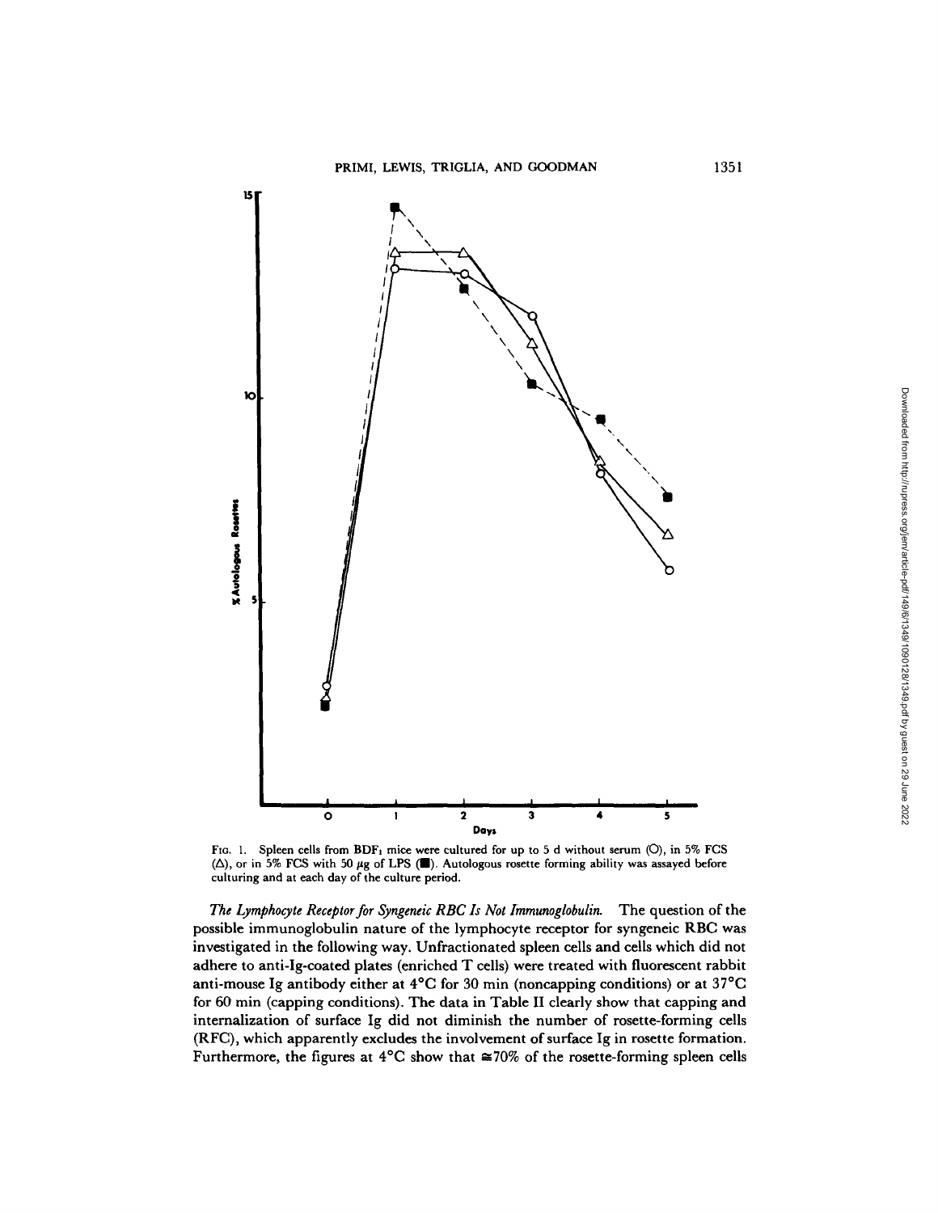FIG. 1. Spleen cells from $BDF_1$ mice were cultured for up to 5 d without serum (○), in 5% FCS (△), or in 5% FCS with 50 μg of LPS (■). Autologous rosette forming ability was assayed before culturing and at each day of the culture period.

*The Lymphocyte Receptor for Syngeneic RBC Is Not Immunoglobulin.* The question of the possible immunoglobulin nature of the lymphocyte receptor for syngeneic RBC was investigated in the following way. Unfractionated spleen cells and cells which did not adhere to anti-Ig-coated plates (enriched T cells) were treated with fluorescent rabbit anti-mouse Ig antibody either at 4°C for 30 min (noncapping conditions) or at 37°C for 60 min (capping conditions). The data in Table II clearly show that capping and internalization of surface Ig did not diminish the number of rosette-forming cells (RFC), which apparently excludes the involvement of surface Ig in rosette formation. Furthermore, the figures at 4°C show that ≅70% of the rosette-forming spleen cells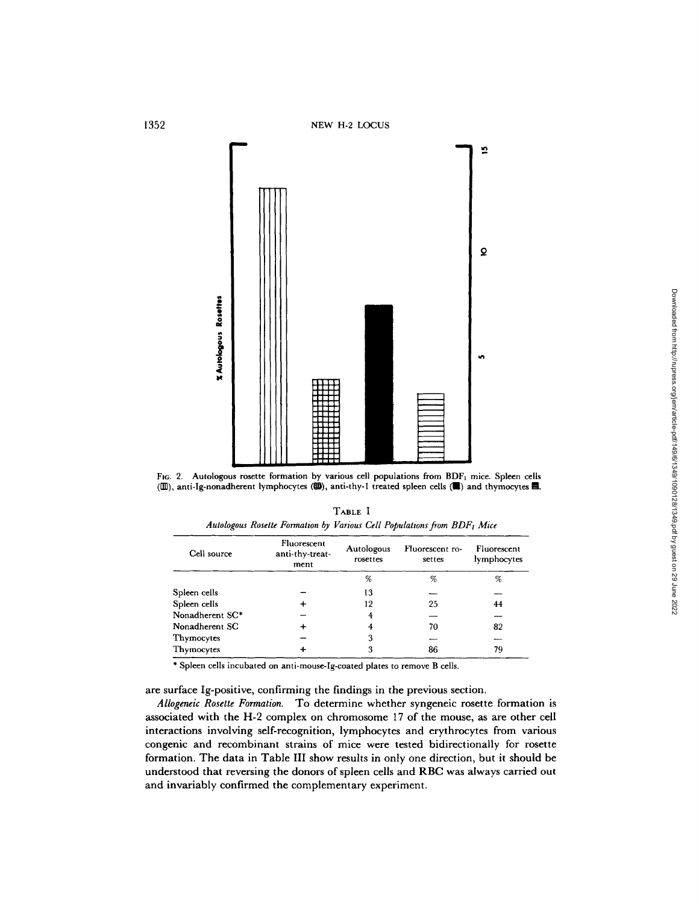FIG. 2. Autologous rosette formation by various cell populations from $BDF_1$ mice. Spleen cells (▥), anti-Ig-nonadherent lymphocytes (▦), anti-thy-1 treated spleen cells (■) and thymocytes ▤.

TABLE I

*Autologous Rosette Formation by Various Cell Populations from $BDF_1$ Mice*

| Cell source | Fluorescent anti-thy-treatment | Autologous rosettes | Fluorescent rosettes | Fluorescent lymphocytes |
|---|---|---|---|---|
| | | % | % | % |
| Spleen cells | − | 13 | — | — |
| Spleen cells | + | 12 | 25 | 44 |
| Nonadherent SC* | − | 4 | — | — |
| Nonadherent SC | + | 4 | 70 | 82 |
| Thymocytes | − | 3 | — | — |
| Thymocytes | + | 3 | 86 | 79 |

\* Spleen cells incubated on anti-mouse-Ig-coated plates to remove B cells.

are surface Ig-positive, confirming the findings in the previous section.

*Allogeneic Rosette Formation.* To determine whether syngeneic rosette formation is associated with the H-2 complex on chromosome 17 of the mouse, as are other cell interactions involving self-recognition, lymphocytes and erythrocytes from various congenic and recombinant strains of mice were tested bidirectionally for rosette formation. The data in Table III show results in only one direction, but it should be understood that reversing the donors of spleen cells and RBC was always carried out and invariably confirmed the complementary experiment.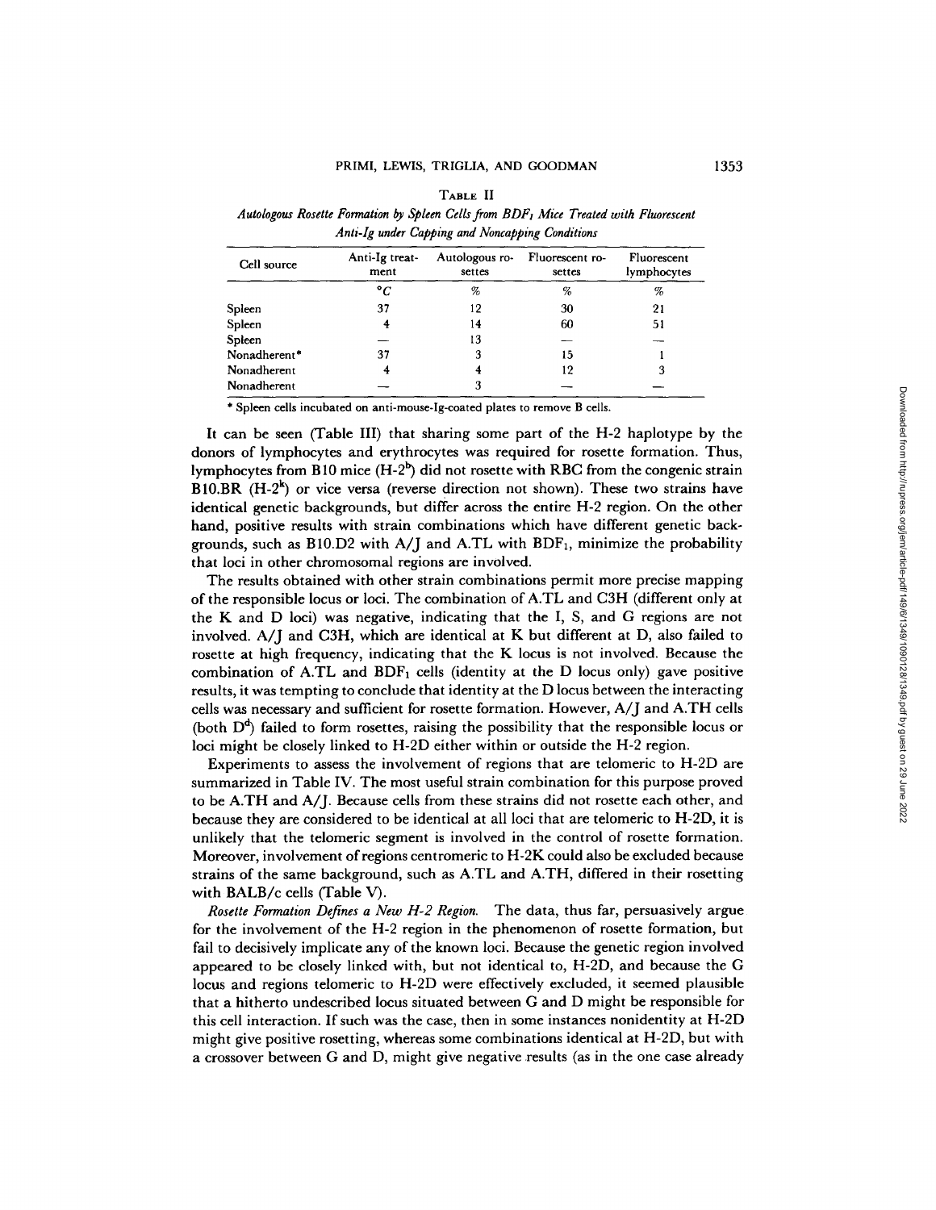Table II

*Autologous Rosette Formation by Spleen Cells from $BDF_1$ Mice Treated with Fluorescent Anti-Ig under Capping and Noncapping Conditions*

| Cell source | Anti-Ig treatment | Autologous rosettes | Fluorescent rosettes | Fluorescent lymphocytes |
|---|---|---|---|---|
| | °C | % | % | % |
| Spleen | 37 | 12 | 30 | 21 |
| Spleen | 4 | 14 | 60 | 51 |
| Spleen | — | 13 | — | — |
| Nonadherent* | 37 | 3 | 15 | 1 |
| Nonadherent | 4 | 4 | 12 | 3 |
| Nonadherent | — | 3 | — | — |

\* Spleen cells incubated on anti-mouse-Ig-coated plates to remove B cells.

It can be seen (Table III) that sharing some part of the H-2 haplotype by the donors of lymphocytes and erythrocytes was required for rosette formation. Thus, lymphocytes from B10 mice (H-$2^b$) did not rosette with RBC from the congenic strain B10.BR (H-$2^k$) or vice versa (reverse direction not shown). These two strains have identical genetic backgrounds, but differ across the entire H-2 region. On the other hand, positive results with strain combinations which have different genetic backgrounds, such as B10.D2 with A/J and A.TL with $BDF_1$, minimize the probability that loci in other chromosomal regions are involved.

The results obtained with other strain combinations permit more precise mapping of the responsible locus or loci. The combination of A.TL and C3H (different only at the K and D loci) was negative, indicating that the I, S, and G regions are not involved. A/J and C3H, which are identical at K but different at D, also failed to rosette at high frequency, indicating that the K locus is not involved. Because the combination of A.TL and $BDF_1$ cells (identity at the D locus only) gave positive results, it was tempting to conclude that identity at the D locus between the interacting cells was necessary and sufficient for rosette formation. However, A/J and A.TH cells (both $D^d$) failed to form rosettes, raising the possibility that the responsible locus or loci might be closely linked to H-2D either within or outside the H-2 region.

Experiments to assess the involvement of regions that are telomeric to H-2D are summarized in Table IV. The most useful strain combination for this purpose proved to be A.TH and A/J. Because cells from these strains did not rosette each other, and because they are considered to be identical at all loci that are telomeric to H-2D, it is unlikely that the telomeric segment is involved in the control of rosette formation. Moreover, involvement of regions centromeric to H-2K could also be excluded because strains of the same background, such as A.TL and A.TH, differed in their rosetting with BALB/c cells (Table V).

*Rosette Formation Defines a New H-2 Region.* The data, thus far, persuasively argue for the involvement of the H-2 region in the phenomenon of rosette formation, but fail to decisively implicate any of the known loci. Because the genetic region involved appeared to be closely linked with, but not identical to, H-2D, and because the G locus and regions telomeric to H-2D were effectively excluded, it seemed plausible that a hitherto undescribed locus situated between G and D might be responsible for this cell interaction. If such was the case, then in some instances nonidentity at H-2D might give positive rosetting, whereas some combinations identical at H-2D, but with a crossover between G and D, might give negative results (as in the one case already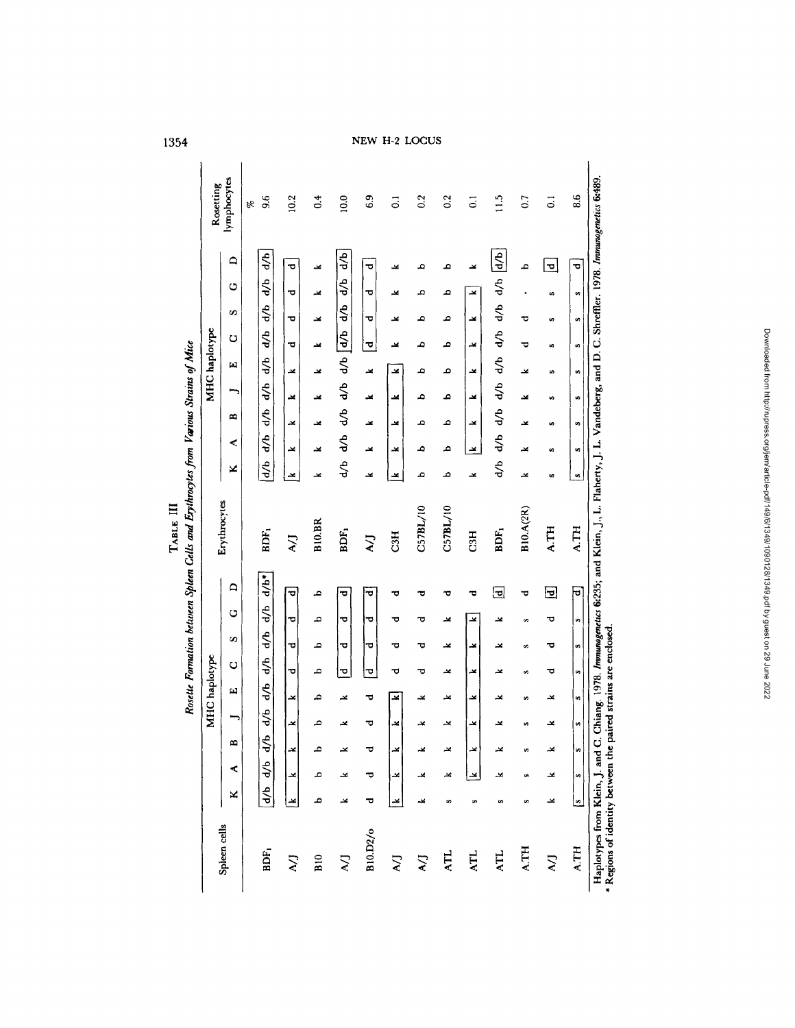TABLE III

*Rosette Formation between Spleen Cells and Erythrocytes from Various Strains of Mice*

| Spleen cells | MHC haplotype | | | | | | | | Erythrocytes | MHC haplotype | | | | | | | | Rosetting lymphocytes |
|---|---|---|---|---|---|---|---|---|---|---|---|---|---|---|---|---|---|---|
| | K | A | B | J | E | C | S | G | D | | K | A | B | J | E | C | S | G | D | |
| | | | | | | | | | | | | | | | | | | | % |
| BDF1 | d/b | d/b | d/b | d/b | d/b | d/b | d/b | d/b | d/b* | BDF1 | d/b | d/b | d/b | d/b | d/b | d/b | d/b | d/b | d/b | 9.6 |
| A/J | k | k | k | k | k | d | d | d | d | A/J | k | k | k | k | k | d | d | d | d | 10.2 |
| B10 | b | b | b | b | b | b | b | b | b | B10.BR | k | k | k | k | k | k | k | k | k | 0.4 |
| A/J | k | k | k | k | k | d | d | d | d | BDF1 | d/b | d/b | d/b | d/b | d/b | d/b | d/b | d/b | d/b | 10.0 |
| B10.D2/o | d | d | d | d | d | d | d | d | d | A/J | k | k | k | k | k | d | d | d | d | 6.9 |
| A/J | k | k | k | k | k | d | d | d | d | C3H | k | k | k | k | k | k | k | k | k | 0.1 |
| A/J | k | k | k | k | k | d | d | d | d | C57BL/10 | b | b | b | b | b | b | b | b | b | 0.2 |
| ATL | s | k | k | k | k | k | k | k | d | C57BL/10 | b | b | b | b | b | b | b | b | b | 0.2 |
| ATL | s | k | k | k | k | k | k | k | d | C3H | k | k | k | k | k | k | k | k | k | 0.1 |
| ATL | s | k | k | k | k | k | k | k | d | BDF1 | d/b | d/b | d/b | d/b | d/b | d/b | d/b | d/b | d/b | 11.5 |
| A.TH | s | s | s | s | s | s | s | s | d | B10.A(2R) | k | k | k | k | k | d | d | · | b | 0.7 |
| A/J | k | k | k | k | k | d | d | d | d | A.TH | s | s | s | s | s | s | s | s | d | 0.1 |
| A.TH | s | s | s | s | s | s | s | s | d | A.TH | s | s | s | s | s | s | s | s | d | 8.6 |

Haplotypes from Klein, J. and C. Chiang. 1978. *Immunogenetics* 6:235; and Klein, J., L. Flaherty, J. L. Vandeberg, and D. C. Shreffler. 1978. *Immunogenetics* 6:489.

\* Regions of identity between the paired strains are enclosed.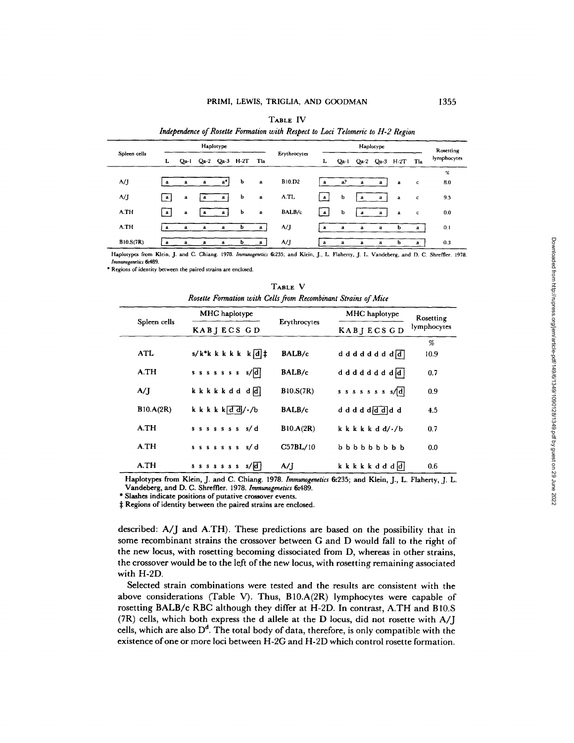TABLE IV

*Independence of Rosette Formation with Respect to Loci Telomeric to H-2 Region*

| Spleen cells | Haplotype | | | | | | Erythrocytes | Haplotype | | | | | | Rosetting lymphocytes |
|---|---|---|---|---|---|---|---|---|---|---|---|---|---|---|
| | L | Qa-1 | Qa-2 | Qa-3 | H-2T | Tla | | L | Qa-1 | Qa-2 | Qa-3 | H-2T | Tla | |
| | | | | | | | | | | | | | | % |
| A/J | a | a | a | a* | b | a | B10.D2 | a | a? | a | a | a | c | 8.0 |
| A/J | a | a | a | a | b | a | A.TL | a | b | a | a | a | c | 9.5 |
| A.TH | a | a | a | a | b | a | BALB/c | a | b | a | a | a | c | 0.0 |
| A.TH | a | a | a | a | b | a | A/J | a | a | a | a | b | a | 0.1 |
| B10.S(7R) | a | a | a | a | b | a | A/J | a | a | a | a | b | a | 0.3 |

Haplotypes from Klein, J. and C. Chiang. 1978. *Immunogenetics* 6:235; and Klein, J., L. Flaherty, J. L. Vandeberg, and D. C. Shreffler. 1978. *Immunogenetics* 6:489.

\* Regions of identity between the paired strains are enclosed.

TABLE V

*Rosette Formation with Cells from Recombinant Strains of Mice*

| Spleen cells | MHC haplotype KABJECS GD | Erythrocytes | MHC haplotype KABJECSGD | Rosetting lymphocytes |
|---|---|---|---|---|
| | | | | % |
| ATL | s/k*k k k k k k [d]‡ | BALB/c | d d d d d d d d [d] | 10.9 |
| A.TH | s s s s s s s s/[d] | BALB/c | d d d d d d d d [d] | 0.7 |
| A/J | k k k k k d d d [d] | B10.S(7R) | s s s s s s s s/[d] | 0.9 |
| B10.A(2R) | k k k k k [d d]/·/b | BALB/c | d d d d d [d d] d d | 4.5 |
| A.TH | s s s s s s s s/d | B10.A(2R) | k k k k k d d/·/b | 0.7 |
| A.TH | s s s s s s s s/d | C57BL/10 | b b b b b b b b b | 0.0 |
| A.TH | s s s s s s s s/[d] | A/J | k k k k k d d d [d] | 0.6 |

Haplotypes from Klein, J. and C. Chiang. 1978. *Immunogenetics* 6:235; and Klein, J., L. Flaherty, J. L. Vandeberg, and D. C. Shreffler. 1978. *Immunogenetics* 6:489.

\* Slashes indicate positions of putative crossover events.

‡ Regions of identity between the paired strains are enclosed.

described: A/J and A.TH). These predictions are based on the possibility that in some recombinant strains the crossover between G and D would fall to the right of the new locus, with rosetting becoming dissociated from D, whereas in other strains, the crossover would be to the left of the new locus, with rosetting remaining associated with H-2D.

Selected strain combinations were tested and the results are consistent with the above considerations (Table V). Thus, B10.A(2R) lymphocytes were capable of rosetting BALB/c RBC although they differ at H-2D. In contrast, A.TH and B10.S (7R) cells, which both express the d allele at the D locus, did not rosette with A/J cells, which are also $D^d$. The total body of data, therefore, is only compatible with the existence of one or more loci between H-2G and H-2D which control rosette formation.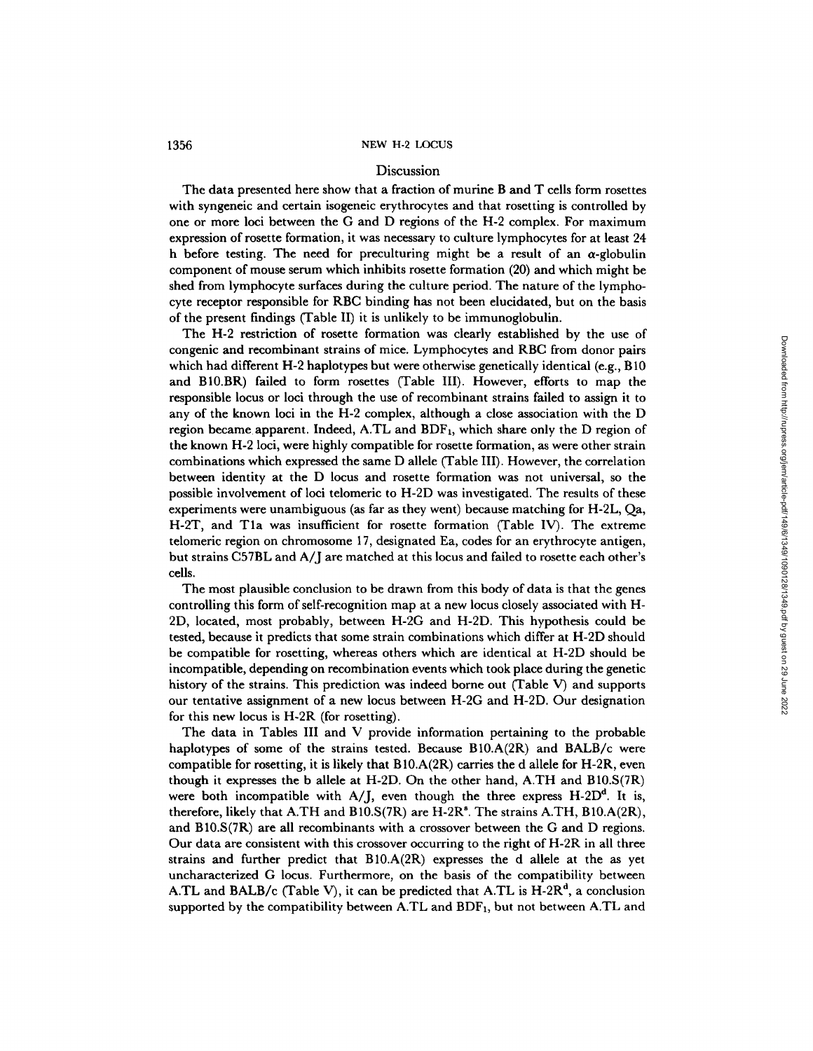## Discussion

The data presented here show that a fraction of murine B and T cells form rosettes with syngeneic and certain isogeneic erythrocytes and that rosetting is controlled by one or more loci between the G and D regions of the H-2 complex. For maximum expression of rosette formation, it was necessary to culture lymphocytes for at least 24 h before testing. The need for preculturing might be a result of an $\alpha$-globulin component of mouse serum which inhibits rosette formation (20) and which might be shed from lymphocyte surfaces during the culture period. The nature of the lymphocyte receptor responsible for RBC binding has not been elucidated, but on the basis of the present findings (Table II) it is unlikely to be immunoglobulin.

The H-2 restriction of rosette formation was clearly established by the use of congenic and recombinant strains of mice. Lymphocytes and RBC from donor pairs which had different H-2 haplotypes but were otherwise genetically identical (e.g., B10 and B10.BR) failed to form rosettes (Table III). However, efforts to map the responsible locus or loci through the use of recombinant strains failed to assign it to any of the known loci in the H-2 complex, although a close association with the D region became apparent. Indeed, A.TL and $BDF_1$, which share only the D region of the known H-2 loci, were highly compatible for rosette formation, as were other strain combinations which expressed the same D allele (Table III). However, the correlation between identity at the D locus and rosette formation was not universal, so the possible involvement of loci telomeric to H-2D was investigated. The results of these experiments were unambiguous (as far as they went) because matching for H-2L, Qa, H-2T, and Tla was insufficient for rosette formation (Table IV). The extreme telomeric region on chromosome 17, designated Ea, codes for an erythrocyte antigen, but strains C57BL and A/J are matched at this locus and failed to rosette each other's cells.

The most plausible conclusion to be drawn from this body of data is that the genes controlling this form of self-recognition map at a new locus closely associated with H-2D, located, most probably, between H-2G and H-2D. This hypothesis could be tested, because it predicts that some strain combinations which differ at H-2D should be compatible for rosetting, whereas others which are identical at H-2D should be incompatible, depending on recombination events which took place during the genetic history of the strains. This prediction was indeed borne out (Table V) and supports our tentative assignment of a new locus between H-2G and H-2D. Our designation for this new locus is H-2R (for rosetting).

The data in Tables III and V provide information pertaining to the probable haplotypes of some of the strains tested. Because B10.A(2R) and BALB/c were compatible for rosetting, it is likely that B10.A(2R) carries the d allele for H-2R, even though it expresses the b allele at H-2D. On the other hand, A.TH and B10.S(7R) were both incompatible with A/J, even though the three express $H\text{-}2D^d$. It is, therefore, likely that A.TH and B10.S(7R) are $H\text{-}2R^s$. The strains A.TH, B10.A(2R), and B10.S(7R) are all recombinants with a crossover between the G and D regions. Our data are consistent with this crossover occurring to the right of H-2R in all three strains and further predict that B10.A(2R) expresses the d allele at the as yet uncharacterized G locus. Furthermore, on the basis of the compatibility between A.TL and BALB/c (Table V), it can be predicted that A.TL is $H\text{-}2R^d$, a conclusion supported by the compatibility between A.TL and $BDF_1$, but not between A.TL and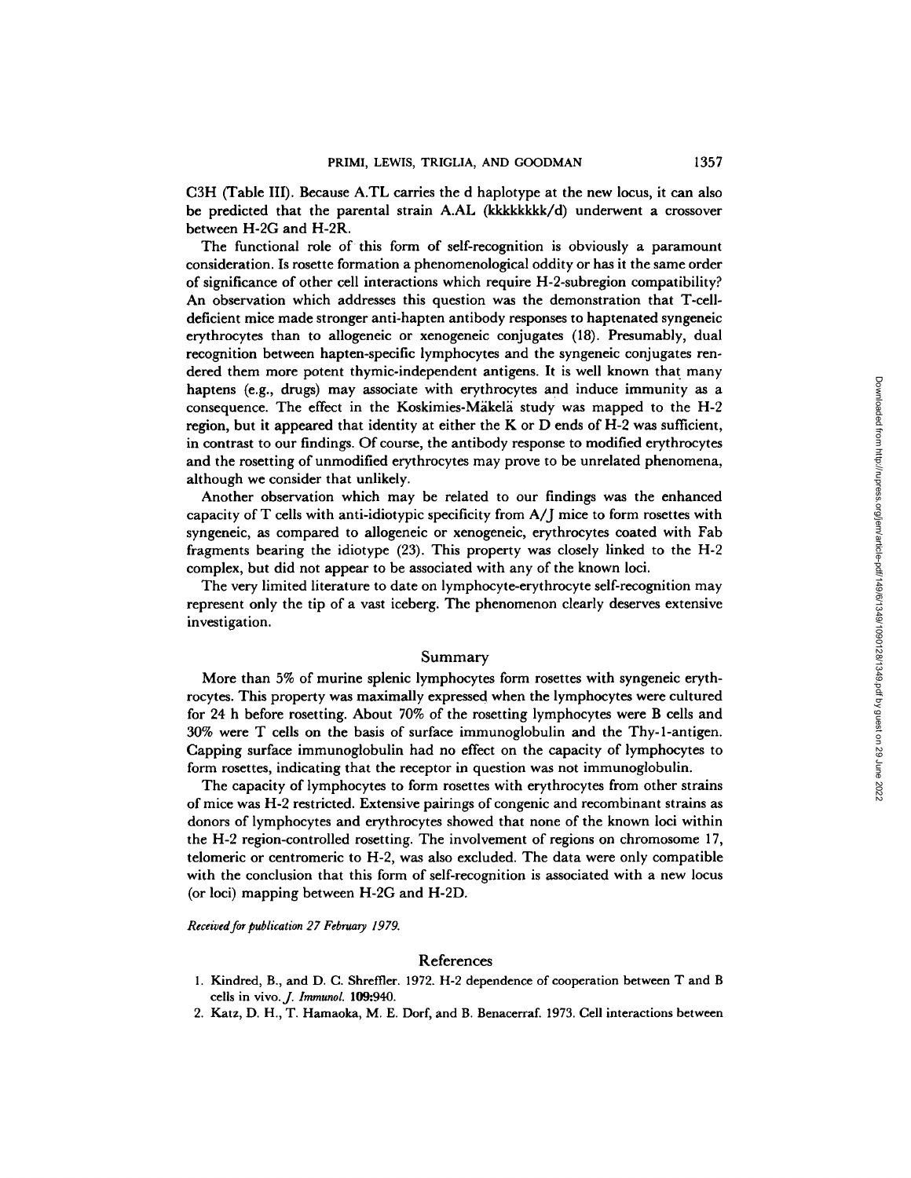C3H (Table III). Because A.TL carries the d haplotype at the new locus, it can also be predicted that the parental strain A.AL (kkkkkkkk/d) underwent a crossover between H-2G and H-2R.

The functional role of this form of self-recognition is obviously a paramount consideration. Is rosette formation a phenomenological oddity or has it the same order of significance of other cell interactions which require H-2-subregion compatibility? An observation which addresses this question was the demonstration that T-cell-deficient mice made stronger anti-hapten antibody responses to haptenated syngeneic erythrocytes than to allogeneic or xenogeneic conjugates (18). Presumably, dual recognition between hapten-specific lymphocytes and the syngeneic conjugates rendered them more potent thymic-independent antigens. It is well known that many haptens (e.g., drugs) may associate with erythrocytes and induce immunity as a consequence. The effect in the Koskimies-Mäkelä study was mapped to the H-2 region, but it appeared that identity at either the K or D ends of H-2 was sufficient, in contrast to our findings. Of course, the antibody response to modified erythrocytes and the rosetting of unmodified erythrocytes may prove to be unrelated phenomena, although we consider that unlikely.

Another observation which may be related to our findings was the enhanced capacity of T cells with anti-idiotypic specificity from A/J mice to form rosettes with syngeneic, as compared to allogeneic or xenogeneic, erythrocytes coated with Fab fragments bearing the idiotype (23). This property was closely linked to the H-2 complex, but did not appear to be associated with any of the known loci.

The very limited literature to date on lymphocyte-erythrocyte self-recognition may represent only the tip of a vast iceberg. The phenomenon clearly deserves extensive investigation.

## Summary

More than 5% of murine splenic lymphocytes form rosettes with syngeneic erythrocytes. This property was maximally expressed when the lymphocytes were cultured for 24 h before rosetting. About 70% of the rosetting lymphocytes were B cells and 30% were T cells on the basis of surface immunoglobulin and the Thy-1-antigen. Capping surface immunoglobulin had no effect on the capacity of lymphocytes to form rosettes, indicating that the receptor in question was not immunoglobulin.

The capacity of lymphocytes to form rosettes with erythrocytes from other strains of mice was H-2 restricted. Extensive pairings of congenic and recombinant strains as donors of lymphocytes and erythrocytes showed that none of the known loci within the H-2 region-controlled rosetting. The involvement of regions on chromosome 17, telomeric or centromeric to H-2, was also excluded. The data were only compatible with the conclusion that this form of self-recognition is associated with a new locus (or loci) mapping between H-2G and H-2D.

*Received for publication 27 February 1979.*

## References

1. Kindred, B., and D. C. Shreffler. 1972. H-2 dependence of cooperation between T and B cells in vivo. *J. Immunol.* **109:**940.
2. Katz, D. H., T. Hamaoka, M. E. Dorf, and B. Benacerraf. 1973. Cell interactions between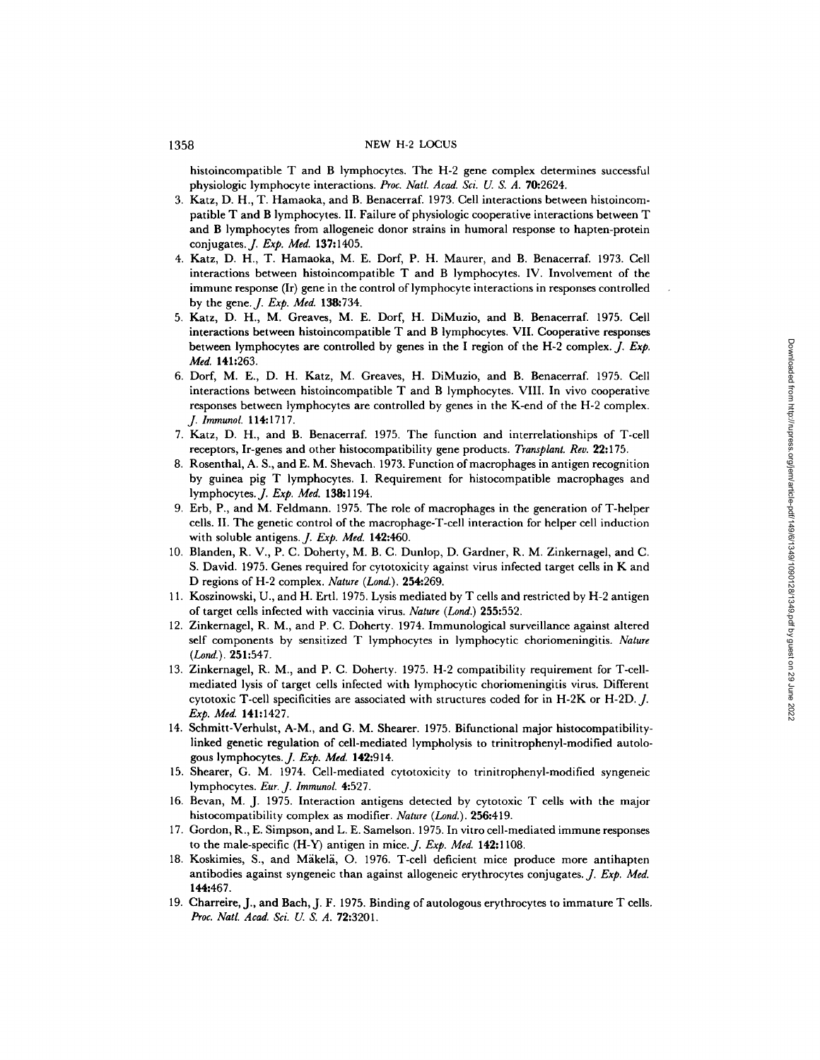histoincompatible T and B lymphocytes. The H-2 gene complex determines successful physiologic lymphocyte interactions. *Proc. Natl. Acad. Sci. U. S. A.* **70:**2624.

3. Katz, D. H., T. Hamaoka, and B. Benacerraf. 1973. Cell interactions between histoincompatible T and B lymphocytes. II. Failure of physiologic cooperative interactions between T and B lymphocytes from allogeneic donor strains in humoral response to hapten-protein conjugates. *J. Exp. Med.* **137:**1405.
4. Katz, D. H., T. Hamaoka, M. E. Dorf, P. H. Maurer, and B. Benacerraf. 1973. Cell interactions between histoincompatible T and B lymphocytes. IV. Involvement of the immune response (Ir) gene in the control of lymphocyte interactions in responses controlled by the gene. *J. Exp. Med.* **138:**734.
5. Katz, D. H., M. Greaves, M. E. Dorf, H. DiMuzio, and B. Benacerraf. 1975. Cell interactions between histoincompatible T and B lymphocytes. VII. Cooperative responses between lymphocytes are controlled by genes in the I region of the H-2 complex. *J. Exp. Med.* **141:**263.
6. Dorf, M. E., D. H. Katz, M. Greaves, H. DiMuzio, and B. Benacerraf. 1975. Cell interactions between histoincompatible T and B lymphocytes. VIII. In vivo cooperative responses between lymphocytes are controlled by genes in the K-end of the H-2 complex. *J. Immunol.* **114:**1717.
7. Katz, D. H., and B. Benacerraf. 1975. The function and interrelationships of T-cell receptors, Ir-genes and other histocompatibility gene products. *Transplant. Rev.* **22:**175.
8. Rosenthal, A. S., and E. M. Shevach. 1973. Function of macrophages in antigen recognition by guinea pig T lymphocytes. I. Requirement for histocompatible macrophages and lymphocytes. *J. Exp. Med.* **138:**1194.
9. Erb, P., and M. Feldmann. 1975. The role of macrophages in the generation of T-helper cells. II. The genetic control of the macrophage-T-cell interaction for helper cell induction with soluble antigens. *J. Exp. Med.* **142:**460.
10. Blanden, R. V., P. C. Doherty, M. B. C. Dunlop, D. Gardner, R. M. Zinkernagel, and C. S. David. 1975. Genes required for cytotoxicity against virus infected target cells in K and D regions of H-2 complex. *Nature (Lond.).* **254:**269.
11. Koszinowski, U., and H. Ertl. 1975. Lysis mediated by T cells and restricted by H-2 antigen of target cells infected with vaccinia virus. *Nature (Lond.)* **255:**552.
12. Zinkernagel, R. M., and P. C. Doherty. 1974. Immunological surveillance against altered self components by sensitized T lymphocytes in lymphocytic choriomeningitis. *Nature (Lond.).* **251:**547.
13. Zinkernagel, R. M., and P. C. Doherty. 1975. H-2 compatibility requirement for T-cell-mediated lysis of target cells infected with lymphocytic choriomeningitis virus. Different cytotoxic T-cell specificities are associated with structures coded for in H-2K or H-2D. *J. Exp. Med.* **141:**1427.
14. Schmitt-Verhulst, A-M., and G. M. Shearer. 1975. Bifunctional major histocompatibility-linked genetic regulation of cell-mediated lympholysis to trinitrophenyl-modified autologous lymphocytes. *J. Exp. Med.* **142:**914.
15. Shearer, G. M. 1974. Cell-mediated cytotoxicity to trinitrophenyl-modified syngeneic lymphocytes. *Eur. J. Immunol.* **4:**527.
16. Bevan, M. J. 1975. Interaction antigens detected by cytotoxic T cells with the major histocompatibility complex as modifier. *Nature (Lond.).* **256:**419.
17. Gordon, R., E. Simpson, and L. E. Samelson. 1975. In vitro cell-mediated immune responses to the male-specific (H-Y) antigen in mice. *J. Exp. Med.* **142:**1108.
18. Koskimies, S., and Mäkelä, O. 1976. T-cell deficient mice produce more antihapten antibodies against syngeneic than against allogeneic erythrocytes conjugates. *J. Exp. Med.* **144:**467.
19. Charreire, J., and Bach, J. F. 1975. Binding of autologous erythrocytes to immature T cells. *Proc. Natl. Acad. Sci. U. S. A.* **72:**3201.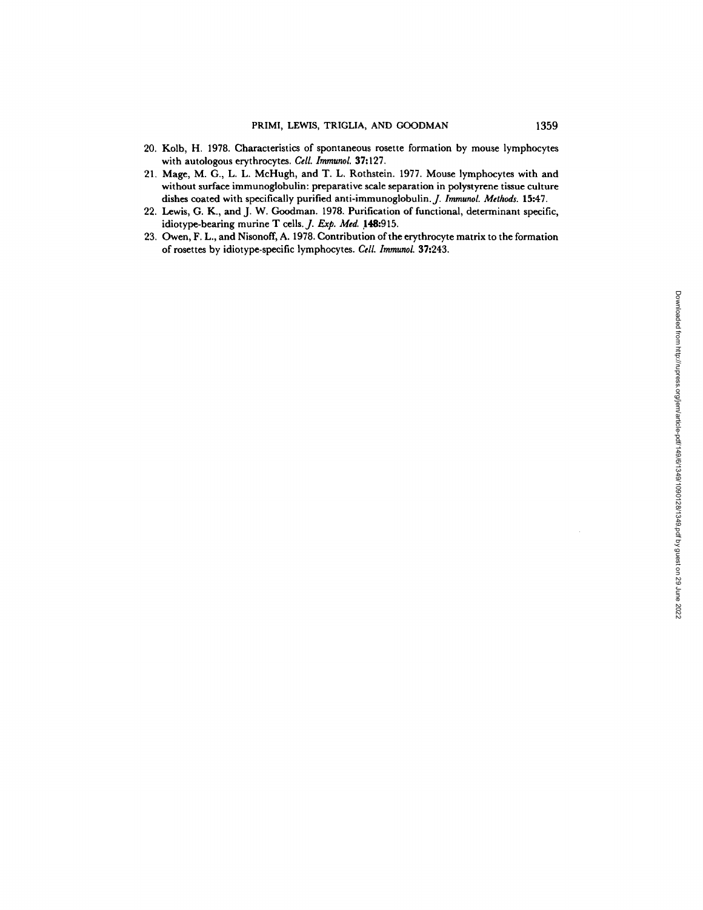20. Kolb, H. 1978. Characteristics of spontaneous rosette formation by mouse lymphocytes with autologous erythrocytes. *Cell. Immunol.* **37:**127.
21. Mage, M. G., L. L. McHugh, and T. L. Rothstein. 1977. Mouse lymphocytes with and without surface immunoglobulin: preparative scale separation in polystyrene tissue culture dishes coated with specifically purified anti-immunoglobulin. *J. Immunol. Methods.* **15:**47.
22. Lewis, G. K., and J. W. Goodman. 1978. Purification of functional, determinant specific, idiotype-bearing murine T cells. *J. Exp. Med.* **148:**915.
23. Owen, F. L., and Nisonoff, A. 1978. Contribution of the erythrocyte matrix to the formation of rosettes by idiotype-specific lymphocytes. *Cell. Immunol.* **37:**243.